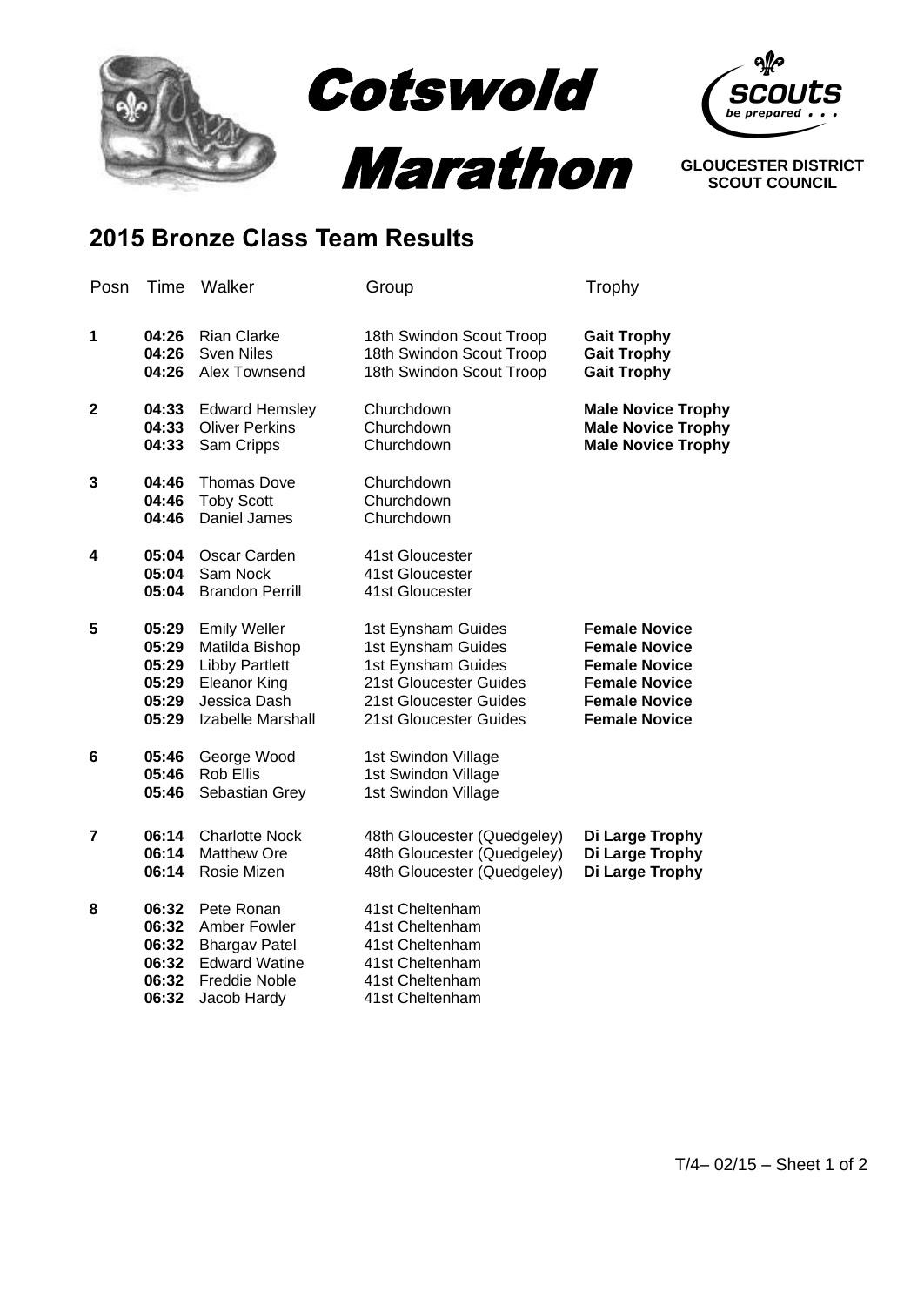# Cotswold Marathon

GLOUCESTER DISTRICT SCOUT COUNCIL

## 2015 Bronze Class Team Results

| Posn | Time | Walker | Group | Trophy |
|---|---|---|---|---|
| **1** | **04:26** | Rian Clarke | 18th Swindon Scout Troop | **Gait Trophy** |
| | **04:26** | Sven Niles | 18th Swindon Scout Troop | **Gait Trophy** |
| | **04:26** | Alex Townsend | 18th Swindon Scout Troop | **Gait Trophy** |
| **2** | **04:33** | Edward Hemsley | Churchdown | **Male Novice Trophy** |
| | **04:33** | Oliver Perkins | Churchdown | **Male Novice Trophy** |
| | **04:33** | Sam Cripps | Churchdown | **Male Novice Trophy** |
| **3** | **04:46** | Thomas Dove | Churchdown | |
| | **04:46** | Toby Scott | Churchdown | |
| | **04:46** | Daniel James | Churchdown | |
| **4** | **05:04** | Oscar Carden | 41st Gloucester | |
| | **05:04** | Sam Nock | 41st Gloucester | |
| | **05:04** | Brandon Perrill | 41st Gloucester | |
| **5** | **05:29** | Emily Weller | 1st Eynsham Guides | **Female Novice** |
| | **05:29** | Matilda Bishop | 1st Eynsham Guides | **Female Novice** |
| | **05:29** | Libby Partlett | 1st Eynsham Guides | **Female Novice** |
| | **05:29** | Eleanor King | 21st Gloucester Guides | **Female Novice** |
| | **05:29** | Jessica Dash | 21st Gloucester Guides | **Female Novice** |
| | **05:29** | Izabelle Marshall | 21st Gloucester Guides | **Female Novice** |
| **6** | **05:46** | George Wood | 1st Swindon Village | |
| | **05:46** | Rob Ellis | 1st Swindon Village | |
| | **05:46** | Sebastian Grey | 1st Swindon Village | |
| **7** | **06:14** | Charlotte Nock | 48th Gloucester (Quedgeley) | **Di Large Trophy** |
| | **06:14** | Matthew Ore | 48th Gloucester (Quedgeley) | **Di Large Trophy** |
| | **06:14** | Rosie Mizen | 48th Gloucester (Quedgeley) | **Di Large Trophy** |
| **8** | **06:32** | Pete Ronan | 41st Cheltenham | |
| | **06:32** | Amber Fowler | 41st Cheltenham | |
| | **06:32** | Bhargav Patel | 41st Cheltenham | |
| | **06:32** | Edward Watine | 41st Cheltenham | |
| | **06:32** | Freddie Noble | 41st Cheltenham | |
| | **06:32** | Jacob Hardy | 41st Cheltenham | |

T/4– 02/15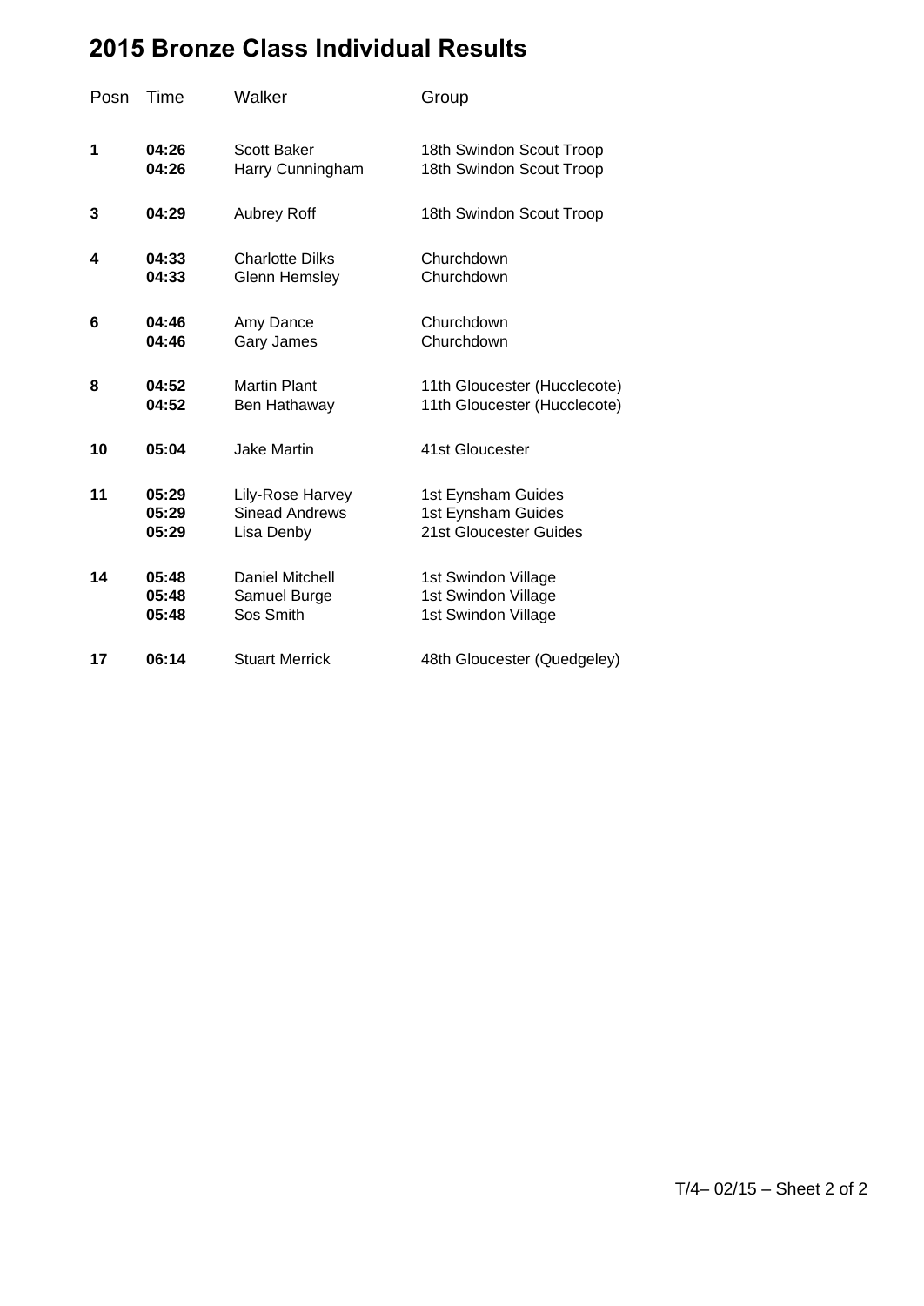# 2015 Bronze Class Individual Results

| Posn | Time | Walker | Group |
|---|---|---|---|
| **1** | **04:26** | Scott Baker | 18th Swindon Scout Troop |
| | **04:26** | Harry Cunningham | 18th Swindon Scout Troop |
| **3** | **04:29** | Aubrey Roff | 18th Swindon Scout Troop |
| **4** | **04:33** | Charlotte Dilks | Churchdown |
| | **04:33** | Glenn Hemsley | Churchdown |
| **6** | **04:46** | Amy Dance | Churchdown |
| | **04:46** | Gary James | Churchdown |
| **8** | **04:52** | Martin Plant | 11th Gloucester (Hucclecote) |
| | **04:52** | Ben Hathaway | 11th Gloucester (Hucclecote) |
| **10** | **05:04** | Jake Martin | 41st Gloucester |
| **11** | **05:29** | Lily-Rose Harvey | 1st Eynsham Guides |
| | **05:29** | Sinead Andrews | 1st Eynsham Guides |
| | **05:29** | Lisa Denby | 21st Gloucester Guides |
| **14** | **05:48** | Daniel Mitchell | 1st Swindon Village |
| | **05:48** | Samuel Burge | 1st Swindon Village |
| | **05:48** | Sos Smith | 1st Swindon Village |
| **17** | **06:14** | Stuart Merrick | 48th Gloucester (Quedgeley) |

T/4– 02/15